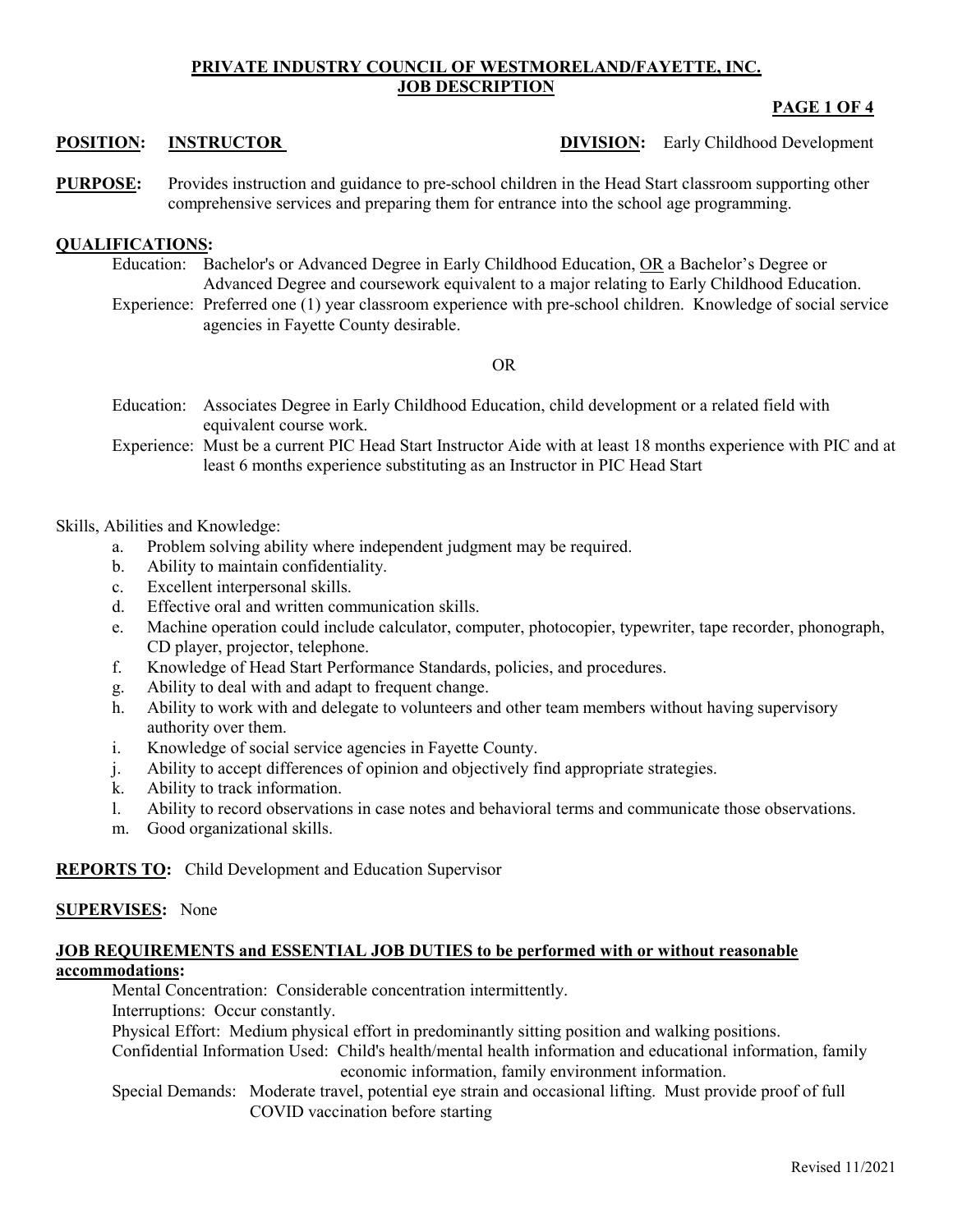**PRIVATE INDUSTRY COUNCIL OF WESTMORELAND/FAYETTE, INC.**
**JOB DESCRIPTION**

**POSITION: INSTRUCTOR** **DIVISION:** Early Childhood Development

**PURPOSE:** Provides instruction and guidance to pre-school children in the Head Start classroom supporting other comprehensive services and preparing them for entrance into the school age programming.

**QUALIFICATIONS:**

Education: Bachelor's or Advanced Degree in Early Childhood Education, OR a Bachelor's Degree or Advanced Degree and coursework equivalent to a major relating to Early Childhood Education.

Experience: Preferred one (1) year classroom experience with pre-school children. Knowledge of social service agencies in Fayette County desirable.

OR

Education: Associates Degree in Early Childhood Education, child development or a related field with equivalent course work.

Experience: Must be a current PIC Head Start Instructor Aide with at least 18 months experience with PIC and at least 6 months experience substituting as an Instructor in PIC Head Start

Skills, Abilities and Knowledge:

a. Problem solving ability where independent judgment may be required.
b. Ability to maintain confidentiality.
c. Excellent interpersonal skills.
d. Effective oral and written communication skills.
e. Machine operation could include calculator, computer, photocopier, typewriter, tape recorder, phonograph, CD player, projector, telephone.
f. Knowledge of Head Start Performance Standards, policies, and procedures.
g. Ability to deal with and adapt to frequent change.
h. Ability to work with and delegate to volunteers and other team members without having supervisory authority over them.
i. Knowledge of social service agencies in Fayette County.
j. Ability to accept differences of opinion and objectively find appropriate strategies.
k. Ability to track information.
l. Ability to record observations in case notes and behavioral terms and communicate those observations.
m. Good organizational skills.

**REPORTS TO:** Child Development and Education Supervisor

**SUPERVISES:** None

**JOB REQUIREMENTS and ESSENTIAL JOB DUTIES to be performed with or without reasonable accommodations:**

Mental Concentration: Considerable concentration intermittently.

Interruptions: Occur constantly.

Physical Effort: Medium physical effort in predominantly sitting position and walking positions.

Confidential Information Used: Child's health/mental health information and educational information, family economic information, family environment information.

Special Demands: Moderate travel, potential eye strain and occasional lifting. Must provide proof of full COVID vaccination before starting

Revised 11/2021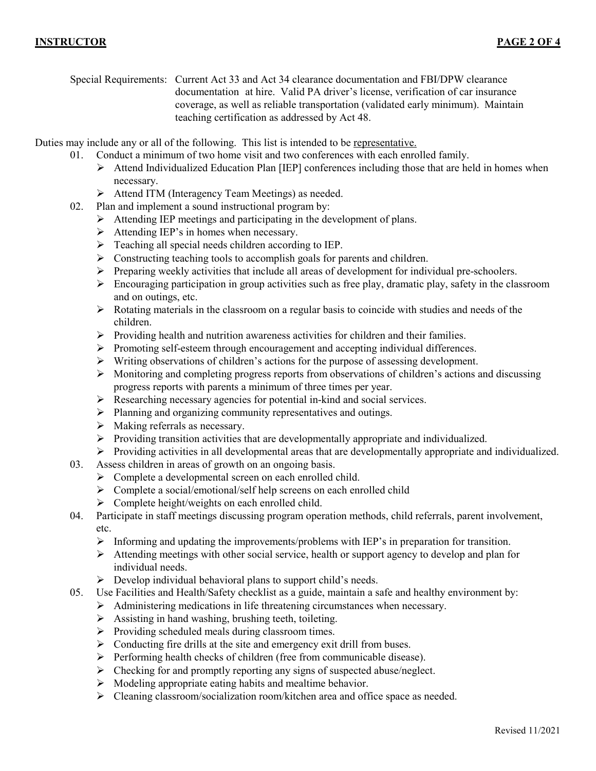Special Requirements: Current Act 33 and Act 34 clearance documentation and FBI/DPW clearance documentation at hire. Valid PA driver's license, verification of car insurance coverage, as well as reliable transportation (validated early minimum). Maintain teaching certification as addressed by Act 48.

Duties may include any or all of the following. This list is intended to be representative.

01. Conduct a minimum of two home visit and two conferences with each enrolled family.
    - Attend Individualized Education Plan [IEP] conferences including those that are held in homes when necessary.
    - Attend ITM (Interagency Team Meetings) as needed.
02. Plan and implement a sound instructional program by:
    - Attending IEP meetings and participating in the development of plans.
    - Attending IEP's in homes when necessary.
    - Teaching all special needs children according to IEP.
    - Constructing teaching tools to accomplish goals for parents and children.
    - Preparing weekly activities that include all areas of development for individual pre-schoolers.
    - Encouraging participation in group activities such as free play, dramatic play, safety in the classroom and on outings, etc.
    - Rotating materials in the classroom on a regular basis to coincide with studies and needs of the children.
    - Providing health and nutrition awareness activities for children and their families.
    - Promoting self-esteem through encouragement and accepting individual differences.
    - Writing observations of children's actions for the purpose of assessing development.
    - Monitoring and completing progress reports from observations of children's actions and discussing progress reports with parents a minimum of three times per year.
    - Researching necessary agencies for potential in-kind and social services.
    - Planning and organizing community representatives and outings.
    - Making referrals as necessary.
    - Providing transition activities that are developmentally appropriate and individualized.
    - Providing activities in all developmental areas that are developmentally appropriate and individualized.
03. Assess children in areas of growth on an ongoing basis.
    - Complete a developmental screen on each enrolled child.
    - Complete a social/emotional/self help screens on each enrolled child
    - Complete height/weights on each enrolled child.
04. Participate in staff meetings discussing program operation methods, child referrals, parent involvement, etc.
    - Informing and updating the improvements/problems with IEP's in preparation for transition.
    - Attending meetings with other social service, health or support agency to develop and plan for individual needs.
    - Develop individual behavioral plans to support child's needs.
05. Use Facilities and Health/Safety checklist as a guide, maintain a safe and healthy environment by:
    - Administering medications in life threatening circumstances when necessary.
    - Assisting in hand washing, brushing teeth, toileting.
    - Providing scheduled meals during classroom times.
    - Conducting fire drills at the site and emergency exit drill from buses.
    - Performing health checks of children (free from communicable disease).
    - Checking for and promptly reporting any signs of suspected abuse/neglect.
    - Modeling appropriate eating habits and mealtime behavior.
    - Cleaning classroom/socialization room/kitchen area and office space as needed.

Revised 11/2021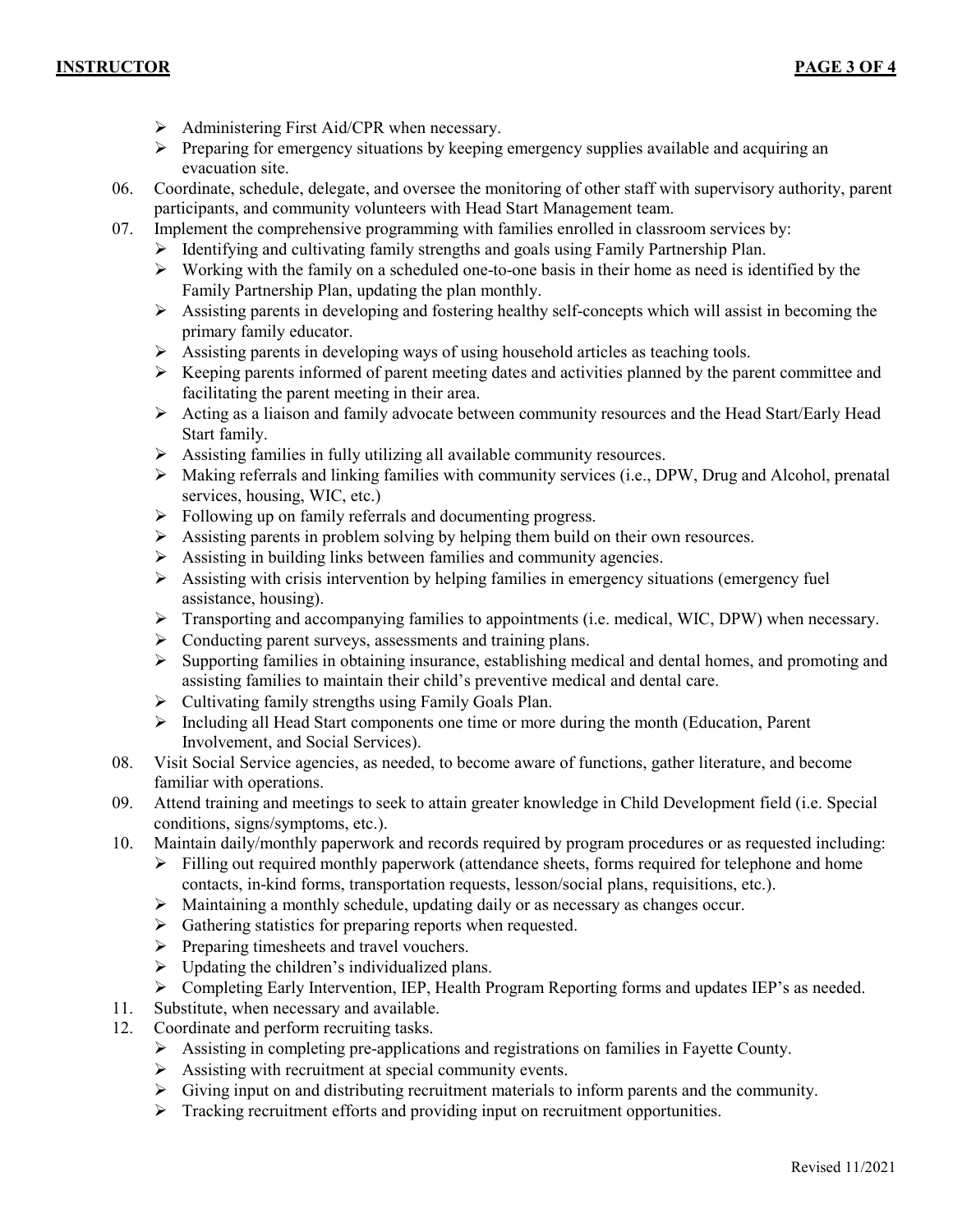- Administering First Aid/CPR when necessary.
- Preparing for emergency situations by keeping emergency supplies available and acquiring an evacuation site.

06. Coordinate, schedule, delegate, and oversee the monitoring of other staff with supervisory authority, parent participants, and community volunteers with Head Start Management team.

07. Implement the comprehensive programming with families enrolled in classroom services by:
    - Identifying and cultivating family strengths and goals using Family Partnership Plan.
    - Working with the family on a scheduled one-to-one basis in their home as need is identified by the Family Partnership Plan, updating the plan monthly.
    - Assisting parents in developing and fostering healthy self-concepts which will assist in becoming the primary family educator.
    - Assisting parents in developing ways of using household articles as teaching tools.
    - Keeping parents informed of parent meeting dates and activities planned by the parent committee and facilitating the parent meeting in their area.
    - Acting as a liaison and family advocate between community resources and the Head Start/Early Head Start family.
    - Assisting families in fully utilizing all available community resources.
    - Making referrals and linking families with community services (i.e., DPW, Drug and Alcohol, prenatal services, housing, WIC, etc.)
    - Following up on family referrals and documenting progress.
    - Assisting parents in problem solving by helping them build on their own resources.
    - Assisting in building links between families and community agencies.
    - Assisting with crisis intervention by helping families in emergency situations (emergency fuel assistance, housing).
    - Transporting and accompanying families to appointments (i.e. medical, WIC, DPW) when necessary.
    - Conducting parent surveys, assessments and training plans.
    - Supporting families in obtaining insurance, establishing medical and dental homes, and promoting and assisting families to maintain their child's preventive medical and dental care.
    - Cultivating family strengths using Family Goals Plan.
    - Including all Head Start components one time or more during the month (Education, Parent Involvement, and Social Services).

08. Visit Social Service agencies, as needed, to become aware of functions, gather literature, and become familiar with operations.

09. Attend training and meetings to seek to attain greater knowledge in Child Development field (i.e. Special conditions, signs/symptoms, etc.).

10. Maintain daily/monthly paperwork and records required by program procedures or as requested including:
    - Filling out required monthly paperwork (attendance sheets, forms required for telephone and home contacts, in-kind forms, transportation requests, lesson/social plans, requisitions, etc.).
    - Maintaining a monthly schedule, updating daily or as necessary as changes occur.
    - Gathering statistics for preparing reports when requested.
    - Preparing timesheets and travel vouchers.
    - Updating the children's individualized plans.
    - Completing Early Intervention, IEP, Health Program Reporting forms and updates IEP's as needed.

11. Substitute, when necessary and available.

12. Coordinate and perform recruiting tasks.
    - Assisting in completing pre-applications and registrations on families in Fayette County.
    - Assisting with recruitment at special community events.
    - Giving input on and distributing recruitment materials to inform parents and the community.
    - Tracking recruitment efforts and providing input on recruitment opportunities.

Revised 11/2021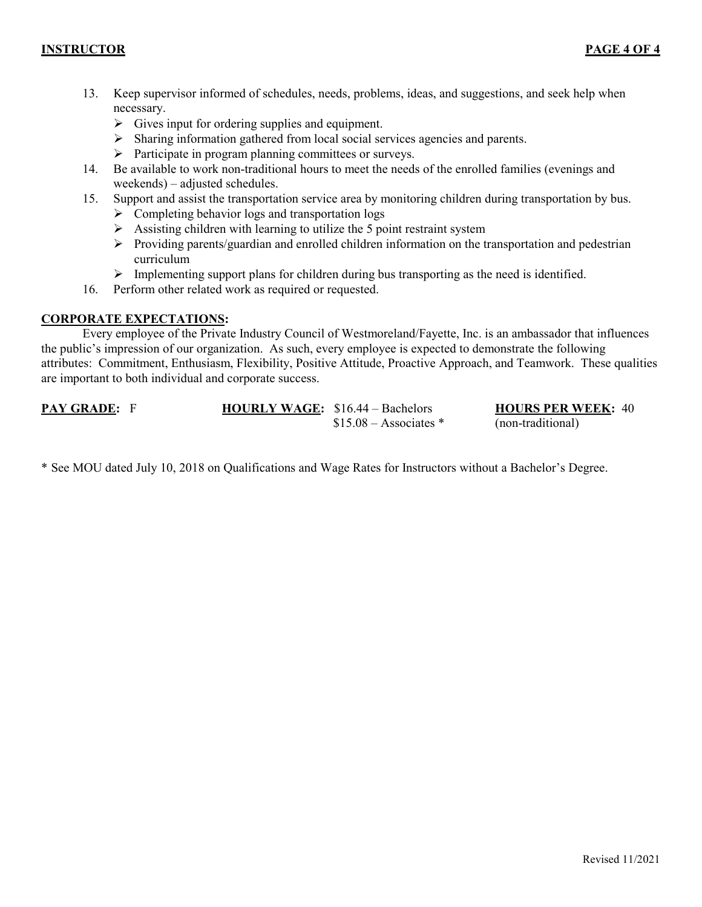13. Keep supervisor informed of schedules, needs, problems, ideas, and suggestions, and seek help when necessary.
    - Gives input for ordering supplies and equipment.
    - Sharing information gathered from local social services agencies and parents.
    - Participate in program planning committees or surveys.
14. Be available to work non-traditional hours to meet the needs of the enrolled families (evenings and weekends) – adjusted schedules.
15. Support and assist the transportation service area by monitoring children during transportation by bus.
    - Completing behavior logs and transportation logs
    - Assisting children with learning to utilize the 5 point restraint system
    - Providing parents/guardian and enrolled children information on the transportation and pedestrian curriculum
    - Implementing support plans for children during bus transporting as the need is identified.
16. Perform other related work as required or requested.

**CORPORATE EXPECTATIONS:**

Every employee of the Private Industry Council of Westmoreland/Fayette, Inc. is an ambassador that influences the public's impression of our organization. As such, every employee is expected to demonstrate the following attributes: Commitment, Enthusiasm, Flexibility, Positive Attitude, Proactive Approach, and Teamwork. These qualities are important to both individual and corporate success.

**PAY GRADE:** F

**HOURLY WAGE:** $16.44 – Bachelors
$15.08 – Associates *

**HOURS PER WEEK:** 40
(non-traditional)

* See MOU dated July 10, 2018 on Qualifications and Wage Rates for Instructors without a Bachelor's Degree.

Revised 11/2021